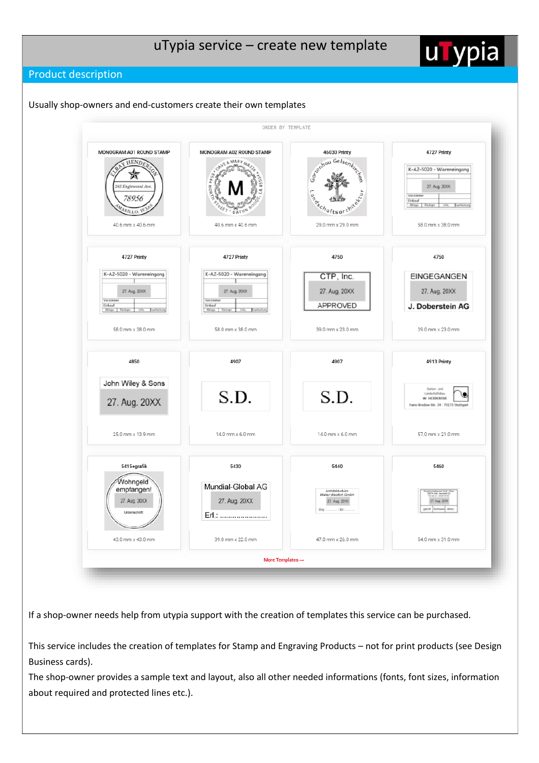# uTypia service – create new template

## Product description

Usually shop-owners and end-customers create their own templates

ORDER BY TEMPLATE

| MONOGRAM A01 ROUND STAMP | MONOGRAM A02 ROUND STAMP | 46030 Printy | 4727 Printy |
|---|---|---|---|
| 40.6 mm x 40.6 mm | 40.6 mm x 40.6 mm | 29.0 mm x 29.0 mm | 58.0 mm x 38.0 mm |
| 4727 Printy | 4727 Printy | 4750 | 4750 |
| 58.0 mm x 38.0 mm | 58.0 mm x 38.0 mm | 39.0 mm x 23.0 mm | 39.0 mm x 23.0 mm |
| 4850 | 4907 | 4907 | 4913 Printy |
| 25.0 mm x 13.9 mm | 14.0 mm x 6.0 mm | 14.0 mm x 6.0 mm | 57.0 mm x 21.0 mm |
| 5415+grafik | 5430 | 5440 | 5460 |
| 43.0 mm x 43.0 mm | 39.0 mm x 22.0 mm | 47.0 mm x 26.0 mm | 54.0 mm x 31.0 mm |

More Templates →

If a shop-owner needs help from utypia support with the creation of templates this service can be purchased.

This service includes the creation of templates for Stamp and Engraving Products – not for print products (see Design Business cards).

The shop-owner provides a sample text and layout, also all other needed informations (fonts, font sizes, information about required and protected lines etc.).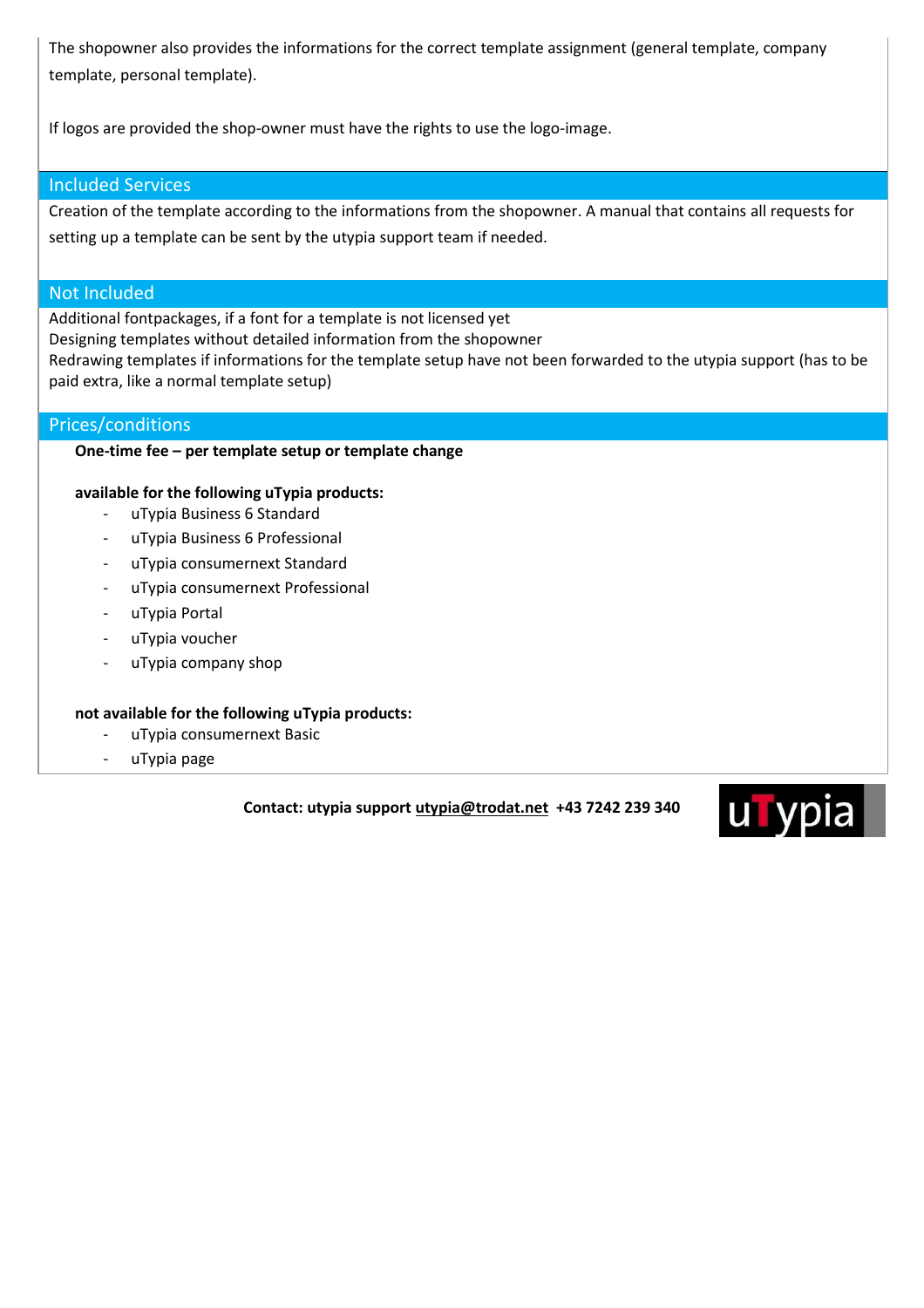The shopowner also provides the informations for the correct template assignment (general template, company template, personal template).

If logos are provided the shop-owner must have the rights to use the logo-image.

## Included Services

Creation of the template according to the informations from the shopowner. A manual that contains all requests for setting up a template can be sent by the utypia support team if needed.

## Not Included

Additional fontpackages, if a font for a template is not licensed yet
Designing templates without detailed information from the shopowner
Redrawing templates if informations for the template setup have not been forwarded to the utypia support (has to be paid extra, like a normal template setup)

## Prices/conditions

**One-time fee – per template setup or template change**

**available for the following uTypia products:**

- uTypia Business 6 Standard
- uTypia Business 6 Professional
- uTypia consumernext Standard
- uTypia consumernext Professional
- uTypia Portal
- uTypia voucher
- uTypia company shop

**not available for the following uTypia products:**

- uTypia consumernext Basic
- uTypia page

**Contact: utypia support utypia@trodat.net +43 7242 239 340**

uTypia